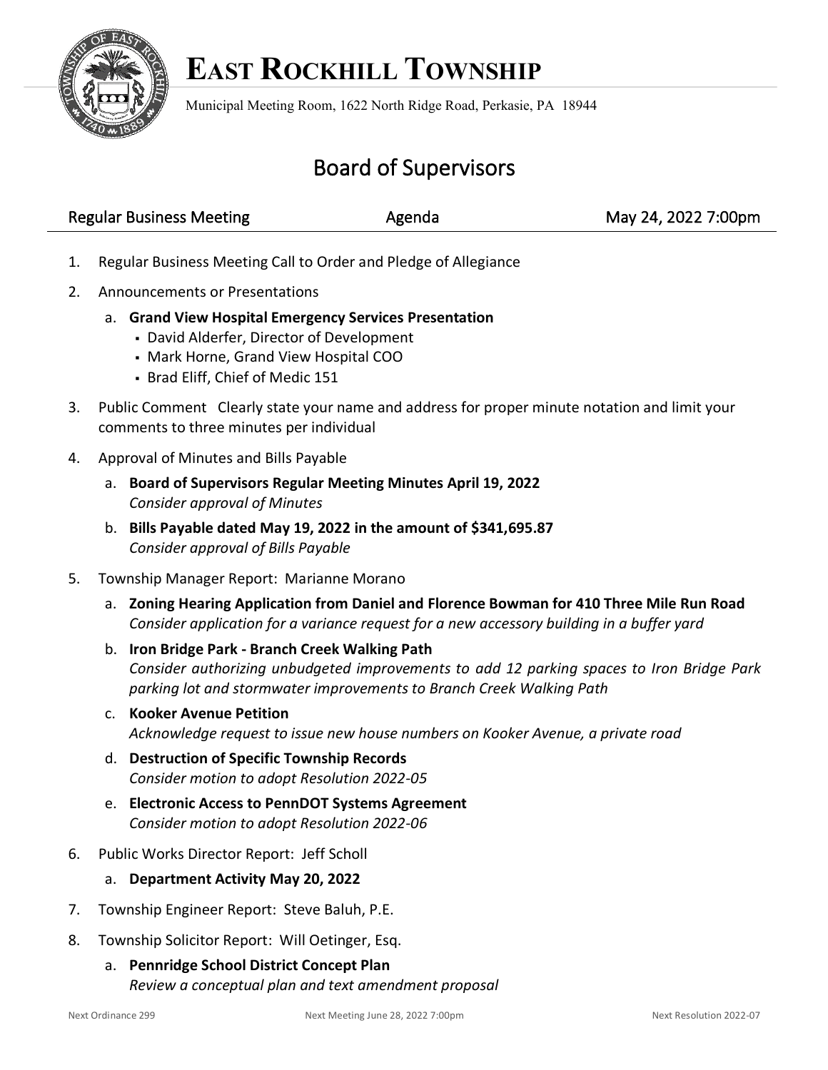# EAST ROCKHILL TOWNSHIP

Municipal Meeting Room, 1622 North Ridge Road, Perkasie, PA 18944

## Board of Supervisors

Regular Business Meeting | Agenda | May 24, 2022 7:00pm

1. Regular Business Meeting Call to Order and Pledge of Allegiance
2. Announcements or Presentations
   a. **Grand View Hospital Emergency Services Presentation**
      - David Alderfer, Director of Development
      - Mark Horne, Grand View Hospital COO
      - Brad Eliff, Chief of Medic 151
3. Public Comment Clearly state your name and address for proper minute notation and limit your comments to three minutes per individual
4. Approval of Minutes and Bills Payable
   a. **Board of Supervisors Regular Meeting Minutes April 19, 2022**
      *Consider approval of Minutes*
   b. **Bills Payable dated May 19, 2022 in the amount of $341,695.87**
      *Consider approval of Bills Payable*
5. Township Manager Report: Marianne Morano
   a. **Zoning Hearing Application from Daniel and Florence Bowman for 410 Three Mile Run Road**
      *Consider application for a variance request for a new accessory building in a buffer yard*
   b. **Iron Bridge Park - Branch Creek Walking Path**
      *Consider authorizing unbudgeted improvements to add 12 parking spaces to Iron Bridge Park parking lot and stormwater improvements to Branch Creek Walking Path*
   c. **Kooker Avenue Petition**
      *Acknowledge request to issue new house numbers on Kooker Avenue, a private road*
   d. **Destruction of Specific Township Records**
      *Consider motion to adopt Resolution 2022-05*
   e. **Electronic Access to PennDOT Systems Agreement**
      *Consider motion to adopt Resolution 2022-06*
6. Public Works Director Report: Jeff Scholl
   a. **Department Activity May 20, 2022**
7. Township Engineer Report: Steve Baluh, P.E.
8. Township Solicitor Report: Will Oetinger, Esq.
   a. **Pennridge School District Concept Plan**
      *Review a conceptual plan and text amendment proposal*

Next Ordinance 299 | Next Meeting June 28, 2022 7:00pm | Next Resolution 2022-07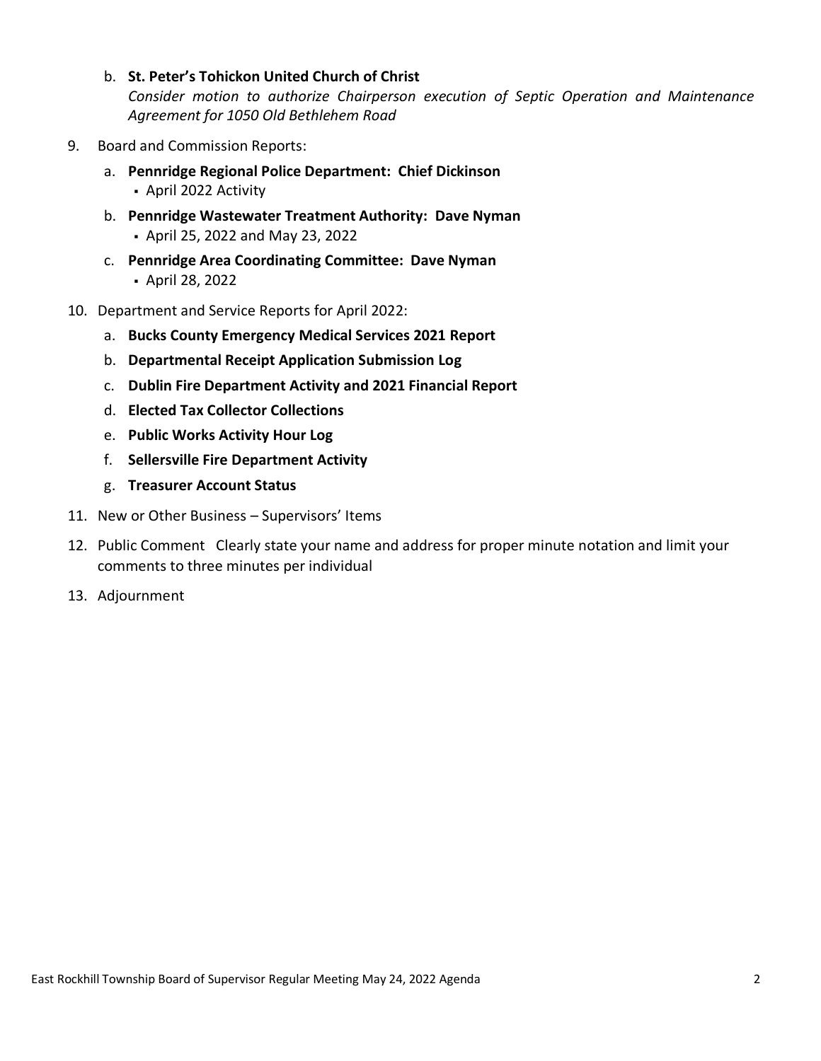b. **St. Peter's Tohickon United Church of Christ**
   *Consider motion to authorize Chairperson execution of Septic Operation and Maintenance Agreement for 1050 Old Bethlehem Road*

9. Board and Commission Reports:
   a. **Pennridge Regional Police Department: Chief Dickinson**
      - April 2022 Activity
   b. **Pennridge Wastewater Treatment Authority: Dave Nyman**
      - April 25, 2022 and May 23, 2022
   c. **Pennridge Area Coordinating Committee: Dave Nyman**
      - April 28, 2022

10. Department and Service Reports for April 2022:
    a. **Bucks County Emergency Medical Services 2021 Report**
    b. **Departmental Receipt Application Submission Log**
    c. **Dublin Fire Department Activity and 2021 Financial Report**
    d. **Elected Tax Collector Collections**
    e. **Public Works Activity Hour Log**
    f. **Sellersville Fire Department Activity**
    g. **Treasurer Account Status**

11. New or Other Business – Supervisors' Items

12. Public Comment Clearly state your name and address for proper minute notation and limit your comments to three minutes per individual

13. Adjournment